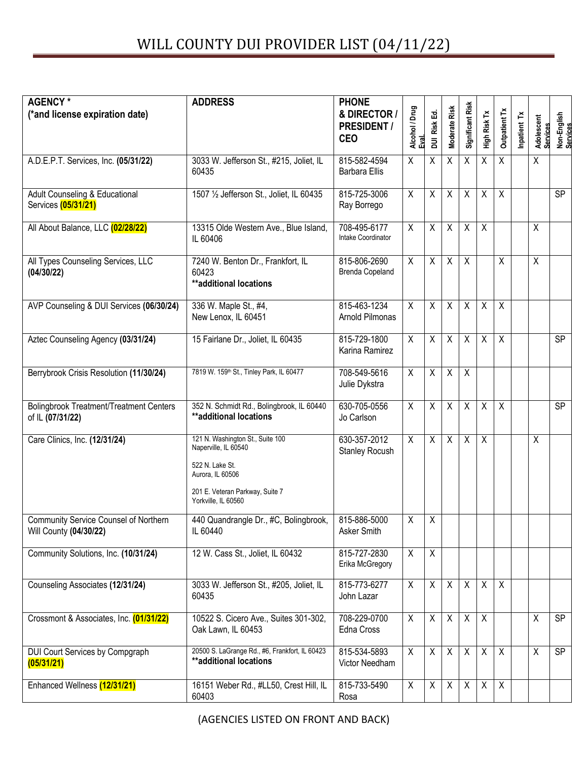# WILL COUNTY DUI PROVIDER LIST (04/11/22)

| AGENCY * (*and license expiration date) | ADDRESS | PHONE & DIRECTOR / PRESIDENT / CEO | Alcohol / Drug Eval. | DUI Risk Ed. | Moderate Risk | Significant Risk | High Risk Tx | Outpatient Tx | Inpatient Tx | Adolescent Services | Non-English Services |
|---|---|---|---|---|---|---|---|---|---|---|---|
| A.D.E.P.T. Services, Inc. **(05/31/22)** | 3033 W. Jefferson St., #215, Joliet, IL 60435 | 815-582-4594 Barbara Ellis | X | X | X | X | X | X | | X | |
| Adult Counseling & Educational Services **(05/31/21)** | 1507 ½ Jefferson St., Joliet, IL 60435 | 815-725-3006 Ray Borrego | X | X | X | X | X | X | | | SP |
| All About Balance, LLC **(02/28/22)** | 13315 Olde Western Ave., Blue Island, IL 60406 | 708-495-6177 Intake Coordinator | X | X | X | X | X | | | X | |
| All Types Counseling Services, LLC **(04/30/22)** | 7240 W. Benton Dr., Frankfort, IL 60423 **additional locations** | 815-806-2690 Brenda Copeland | X | X | X | X | | X | | X | |
| AVP Counseling & DUI Services **(06/30/24)** | 336 W. Maple St., #4, New Lenox, IL 60451 | 815-463-1234 Arnold Pilmonas | X | X | X | X | X | X | | | |
| Aztec Counseling Agency **(03/31/24)** | 15 Fairlane Dr., Joliet, IL 60435 | 815-729-1800 Karina Ramirez | X | X | X | X | X | X | | | SP |
| Berrybrook Crisis Resolution **(11/30/24)** | 7819 W. 159th St., Tinley Park, IL 60477 | 708-549-5616 Julie Dykstra | X | X | X | X | | | | | |
| Bolingbrook Treatment/Treatment Centers of IL **(07/31/22)** | 352 N. Schmidt Rd., Bolingbrook, IL 60440 **additional locations** | 630-705-0556 Jo Carlson | X | X | X | X | X | X | | | SP |
| Care Clinics, Inc. **(12/31/24)** | 121 N. Washington St., Suite 100 Naperville, IL 60540; 522 N. Lake St. Aurora, IL 60506; 201 E. Veteran Parkway, Suite 7 Yorkville, IL 60560 | 630-357-2012 Stanley Rocush | X | X | X | X | X | | | X | |
| Community Service Counsel of Northern Will County **(04/30/22)** | 440 Quandrangle Dr., #C, Bolingbrook, IL 60440 | 815-886-5000 Asker Smith | X | X | | | | | | | |
| Community Solutions, Inc. **(10/31/24)** | 12 W. Cass St., Joliet, IL 60432 | 815-727-2830 Erika McGregory | X | X | | | | | | | |
| Counseling Associates **(12/31/24)** | 3033 W. Jefferson St., #205, Joliet, IL 60435 | 815-773-6277 John Lazar | X | X | X | X | X | X | | | |
| Crossmont & Associates, Inc. **(01/31/22)** | 10522 S. Cicero Ave., Suites 301-302, Oak Lawn, IL 60453 | 708-229-0700 Edna Cross | X | X | X | X | X | | | X | SP |
| DUI Court Services by Compgraph **(05/31/21)** | 20500 S. LaGrange Rd., #6, Frankfort, IL 60423 **additional locations** | 815-534-5893 Victor Needham | X | X | X | X | X | X | | X | SP |
| Enhanced Wellness **(12/31/21)** | 16151 Weber Rd., #LL50, Crest Hill, IL 60403 | 815-733-5490 Rosa | X | X | X | X | X | X | | | |

(AGENCIES LISTED ON FRONT AND BACK)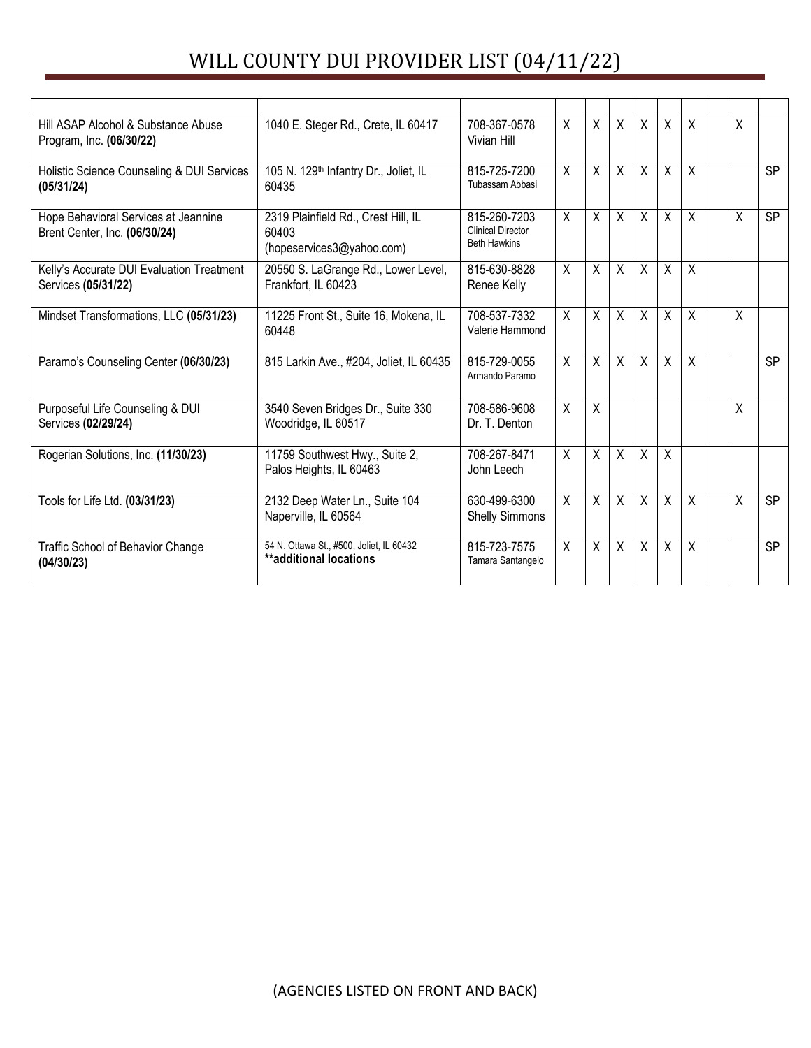# WILL COUNTY DUI PROVIDER LIST (04/11/22)

| | | | | | | | | | | | | |
|---|---|---|---|---|---|---|---|---|---|---|---|---|
| Hill ASAP Alcohol & Substance Abuse Program, Inc. **(06/30/22)** | 1040 E. Steger Rd., Crete, IL 60417 | 708-367-0578 Vivian Hill | X | X | X | X | X | X | | X | |
| Holistic Science Counseling & DUI Services **(05/31/24)** | 105 N. 129th Infantry Dr., Joliet, IL 60435 | 815-725-7200 Tubassam Abbasi | X | X | X | X | X | X | | | SP |
| Hope Behavioral Services at Jeannine Brent Center, Inc. **(06/30/24)** | 2319 Plainfield Rd., Crest Hill, IL 60403 (hopeservices3@yahoo.com) | 815-260-7203 Clinical Director Beth Hawkins | X | X | X | X | X | X | | X | SP |
| Kelly's Accurate DUI Evaluation Treatment Services **(05/31/22)** | 20550 S. LaGrange Rd., Lower Level, Frankfort, IL 60423 | 815-630-8828 Renee Kelly | X | X | X | X | X | X | | | |
| Mindset Transformations, LLC **(05/31/23)** | 11225 Front St., Suite 16, Mokena, IL 60448 | 708-537-7332 Valerie Hammond | X | X | X | X | X | X | | X | |
| Paramo's Counseling Center **(06/30/23)** | 815 Larkin Ave., #204, Joliet, IL 60435 | 815-729-0055 Armando Paramo | X | X | X | X | X | X | | | SP |
| Purposeful Life Counseling & DUI Services **(02/29/24)** | 3540 Seven Bridges Dr., Suite 330 Woodridge, IL 60517 | 708-586-9608 Dr. T. Denton | X | X | | | | | | X | |
| Rogerian Solutions, Inc. **(11/30/23)** | 11759 Southwest Hwy., Suite 2, Palos Heights, IL 60463 | 708-267-8471 John Leech | X | X | X | X | X | | | | |
| Tools for Life Ltd. **(03/31/23)** | 2132 Deep Water Ln., Suite 104 Naperville, IL 60564 | 630-499-6300 Shelly Simmons | X | X | X | X | X | X | | X | SP |
| Traffic School of Behavior Change **(04/30/23)** | 54 N. Ottawa St., #500, Joliet, IL 60432 **\*\*additional locations** | 815-723-7575 Tamara Santangelo | X | X | X | X | X | X | | | SP |

(AGENCIES LISTED ON FRONT AND BACK)